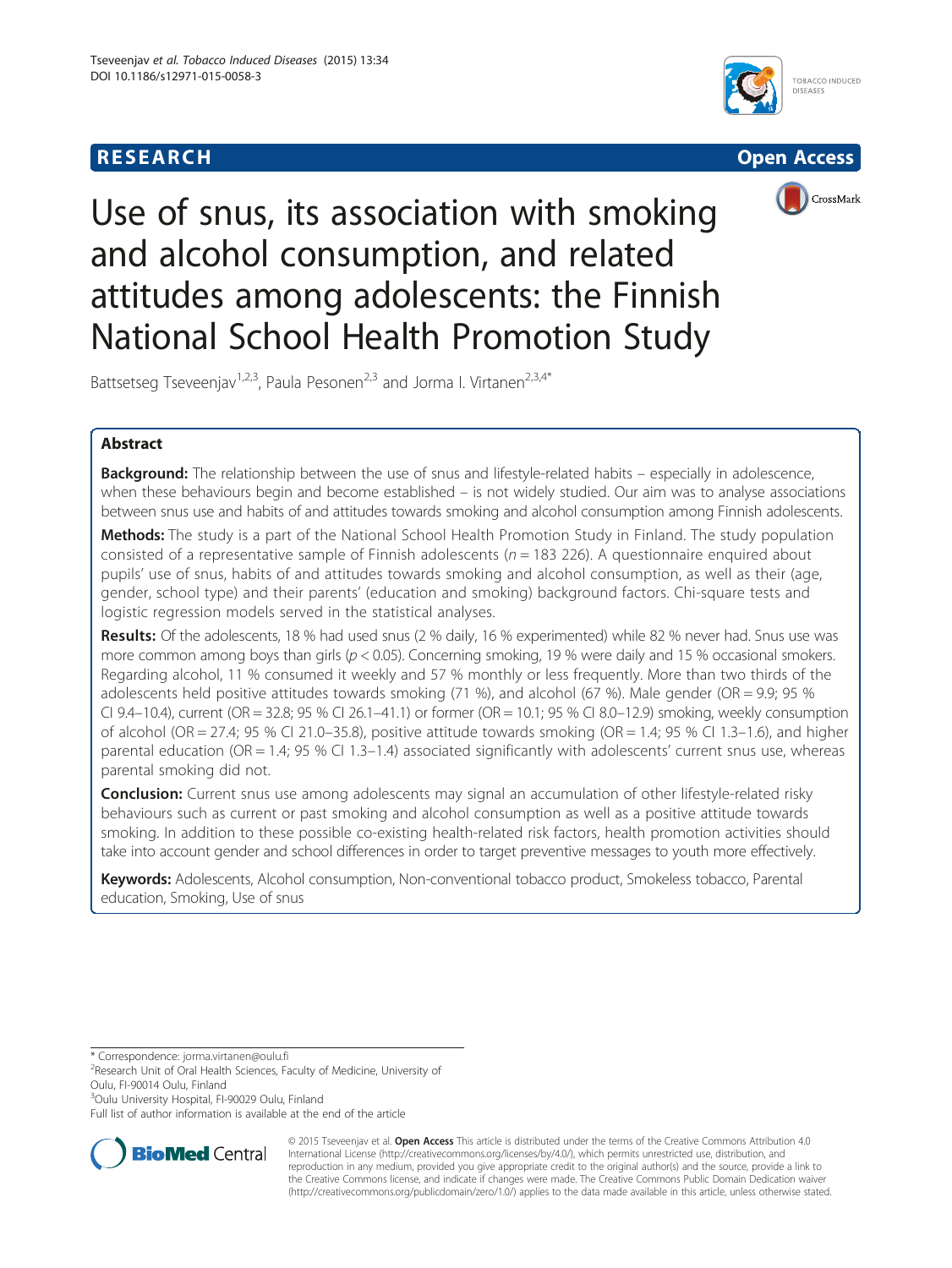**RESEARCH** **Open Access**

# Use of snus, its association with smoking and alcohol consumption, and related attitudes among adolescents: the Finnish National School Health Promotion Study

Battsetseg Tseveenjav[1,2,3], Paula Pesonen[2,3] and Jorma I. Virtanen[2,3,4*]

## Abstract

**Background:** The relationship between the use of snus and lifestyle-related habits – especially in adolescence, when these behaviours begin and become established – is not widely studied. Our aim was to analyse associations between snus use and habits of and attitudes towards smoking and alcohol consumption among Finnish adolescents.

**Methods:** The study is a part of the National School Health Promotion Study in Finland. The study population consisted of a representative sample of Finnish adolescents ($n = 183\ 226$). A questionnaire enquired about pupils' use of snus, habits of and attitudes towards smoking and alcohol consumption, as well as their (age, gender, school type) and their parents' (education and smoking) background factors. Chi-square tests and logistic regression models served in the statistical analyses.

**Results:** Of the adolescents, 18 % had used snus (2 % daily, 16 % experimented) while 82 % never had. Snus use was more common among boys than girls ($p < 0.05$). Concerning smoking, 19 % were daily and 15 % occasional smokers. Regarding alcohol, 11 % consumed it weekly and 57 % monthly or less frequently. More than two thirds of the adolescents held positive attitudes towards smoking (71 %), and alcohol (67 %). Male gender (OR = 9.9; 95 % CI 9.4–10.4), current (OR = 32.8; 95 % CI 26.1–41.1) or former (OR = 10.1; 95 % CI 8.0–12.9) smoking, weekly consumption of alcohol (OR = 27.4; 95 % CI 21.0–35.8), positive attitude towards smoking (OR = 1.4; 95 % CI 1.3–1.6), and higher parental education (OR = 1.4; 95 % CI 1.3–1.4) associated significantly with adolescents' current snus use, whereas parental smoking did not.

**Conclusion:** Current snus use among adolescents may signal an accumulation of other lifestyle-related risky behaviours such as current or past smoking and alcohol consumption as well as a positive attitude towards smoking. In addition to these possible co-existing health-related risk factors, health promotion activities should take into account gender and school differences in order to target preventive messages to youth more effectively.

**Keywords:** Adolescents, Alcohol consumption, Non-conventional tobacco product, Smokeless tobacco, Parental education, Smoking, Use of snus

---

* Correspondence: jorma.virtanen@oulu.fi
[2]Research Unit of Oral Health Sciences, Faculty of Medicine, University of Oulu, FI-90014 Oulu, Finland
[3]Oulu University Hospital, FI-90029 Oulu, Finland
Full list of author information is available at the end of the article

© 2015 Tseveenjav et al. **Open Access** This article is distributed under the terms of the Creative Commons Attribution 4.0 International License (http://creativecommons.org/licenses/by/4.0/), which permits unrestricted use, distribution, and reproduction in any medium, provided you give appropriate credit to the original author(s) and the source, provide a link to the Creative Commons license, and indicate if changes were made. The Creative Commons Public Domain Dedication waiver (http://creativecommons.org/publicdomain/zero/1.0/) applies to the data made available in this article, unless otherwise stated.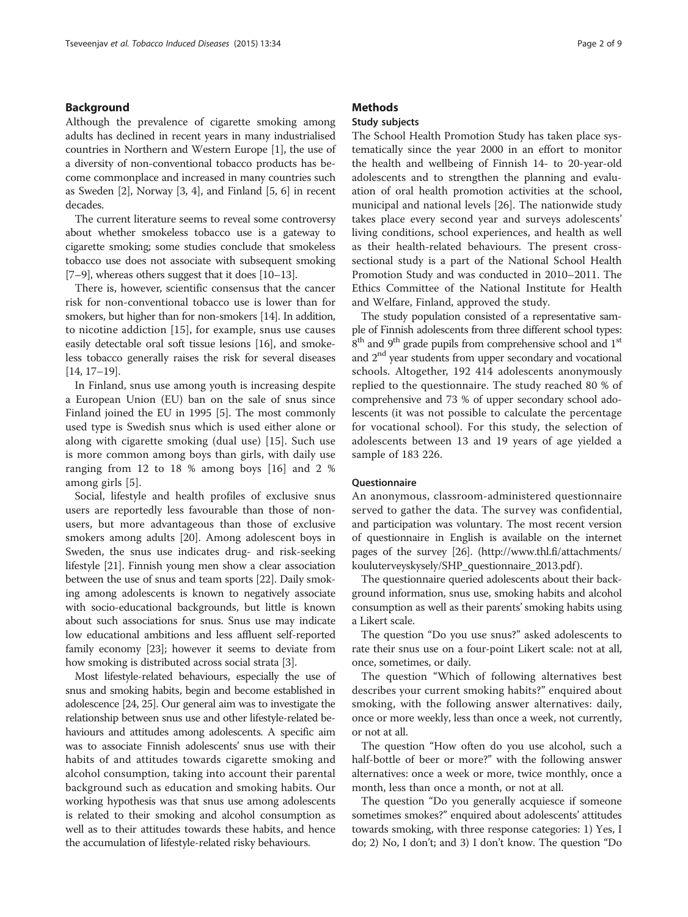## Background

Although the prevalence of cigarette smoking among adults has declined in recent years in many industrialised countries in Northern and Western Europe [1], the use of a diversity of non-conventional tobacco products has become commonplace and increased in many countries such as Sweden [2], Norway [3, 4], and Finland [5, 6] in recent decades.

The current literature seems to reveal some controversy about whether smokeless tobacco use is a gateway to cigarette smoking; some studies conclude that smokeless tobacco use does not associate with subsequent smoking [7–9], whereas others suggest that it does [10–13].

There is, however, scientific consensus that the cancer risk for non-conventional tobacco use is lower than for smokers, but higher than for non-smokers [14]. In addition, to nicotine addiction [15], for example, snus use causes easily detectable oral soft tissue lesions [16], and smokeless tobacco generally raises the risk for several diseases [14, 17–19].

In Finland, snus use among youth is increasing despite a European Union (EU) ban on the sale of snus since Finland joined the EU in 1995 [5]. The most commonly used type is Swedish snus which is used either alone or along with cigarette smoking (dual use) [15]. Such use is more common among boys than girls, with daily use ranging from 12 to 18 % among boys [16] and 2 % among girls [5].

Social, lifestyle and health profiles of exclusive snus users are reportedly less favourable than those of non-users, but more advantageous than those of exclusive smokers among adults [20]. Among adolescent boys in Sweden, the snus use indicates drug- and risk-seeking lifestyle [21]. Finnish young men show a clear association between the use of snus and team sports [22]. Daily smoking among adolescents is known to negatively associate with socio-educational backgrounds, but little is known about such associations for snus. Snus use may indicate low educational ambitions and less affluent self-reported family economy [23]; however it seems to deviate from how smoking is distributed across social strata [3].

Most lifestyle-related behaviours, especially the use of snus and smoking habits, begin and become established in adolescence [24, 25]. Our general aim was to investigate the relationship between snus use and other lifestyle-related behaviours and attitudes among adolescents. A specific aim was to associate Finnish adolescents' snus use with their habits of and attitudes towards cigarette smoking and alcohol consumption, taking into account their parental background such as education and smoking habits. Our working hypothesis was that snus use among adolescents is related to their smoking and alcohol consumption as well as to their attitudes towards these habits, and hence the accumulation of lifestyle-related risky behaviours.

## Methods

### Study subjects

The School Health Promotion Study has taken place systematically since the year 2000 in an effort to monitor the health and wellbeing of Finnish 14- to 20-year-old adolescents and to strengthen the planning and evaluation of oral health promotion activities at the school, municipal and national levels [26]. The nationwide study takes place every second year and surveys adolescents' living conditions, school experiences, and health as well as their health-related behaviours. The present cross-sectional study is a part of the National School Health Promotion Study and was conducted in 2010–2011. The Ethics Committee of the National Institute for Health and Welfare, Finland, approved the study.

The study population consisted of a representative sample of Finnish adolescents from three different school types: 8th and 9th grade pupils from comprehensive school and 1st and 2nd year students from upper secondary and vocational schools. Altogether, 192 414 adolescents anonymously replied to the questionnaire. The study reached 80 % of comprehensive and 73 % of upper secondary school adolescents (it was not possible to calculate the percentage for vocational school). For this study, the selection of adolescents between 13 and 19 years of age yielded a sample of 183 226.

### Questionnaire

An anonymous, classroom-administered questionnaire served to gather the data. The survey was confidential, and participation was voluntary. The most recent version of questionnaire in English is available on the internet pages of the survey [26]. (http://www.thl.fi/attachments/kouluterveyskysely/SHP_questionnaire_2013.pdf).

The questionnaire queried adolescents about their background information, snus use, smoking habits and alcohol consumption as well as their parents' smoking habits using a Likert scale.

The question "Do you use snus?" asked adolescents to rate their snus use on a four-point Likert scale: not at all, once, sometimes, or daily.

The question "Which of following alternatives best describes your current smoking habits?" enquired about smoking, with the following answer alternatives: daily, once or more weekly, less than once a week, not currently, or not at all.

The question "How often do you use alcohol, such a half-bottle of beer or more?" with the following answer alternatives: once a week or more, twice monthly, once a month, less than once a month, or not at all.

The question "Do you generally acquiesce if someone sometimes smokes?" enquired about adolescents' attitudes towards smoking, with three response categories: 1) Yes, I do; 2) No, I don't; and 3) I don't know. The question "Do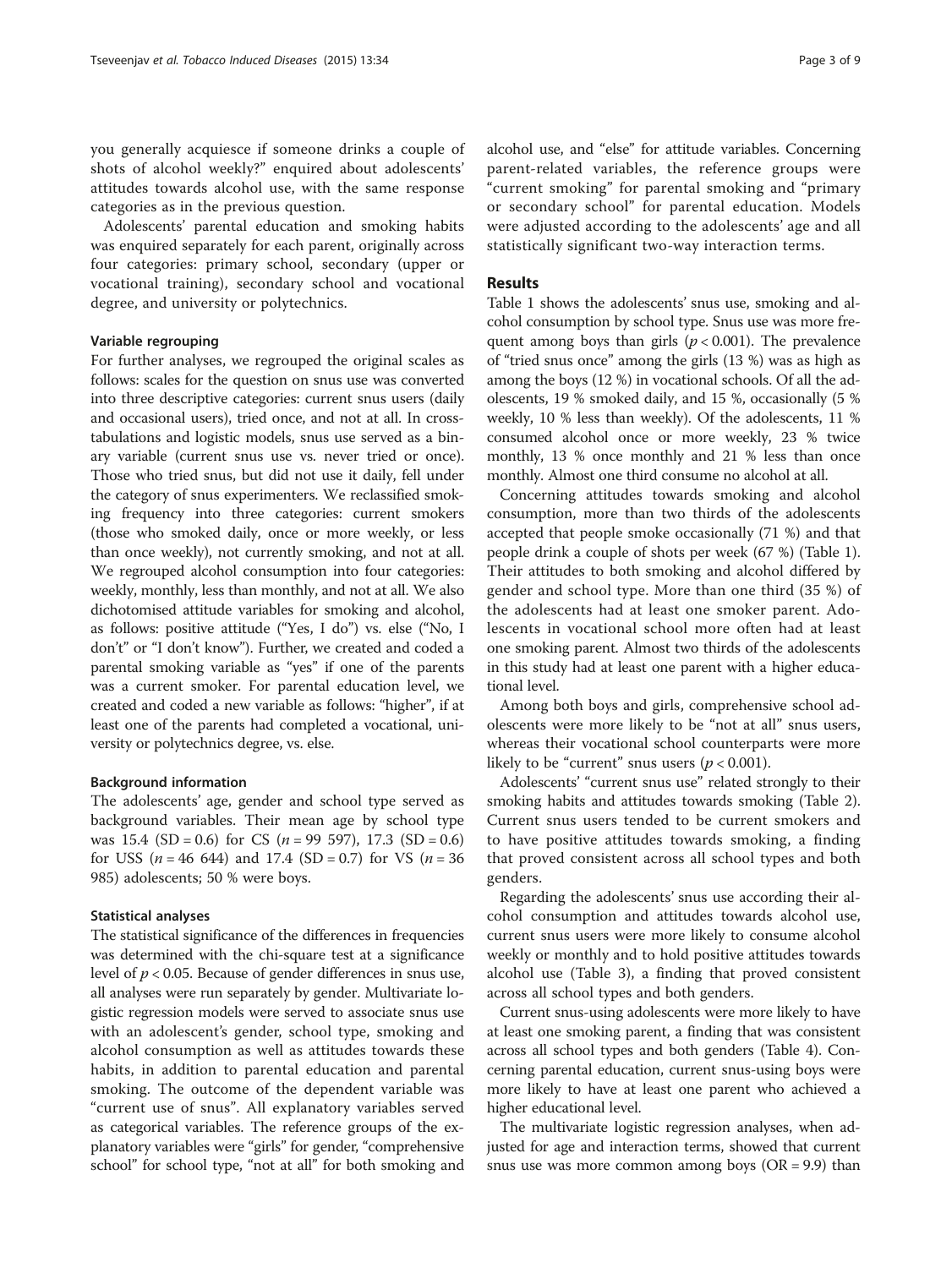you generally acquiesce if someone drinks a couple of shots of alcohol weekly?" enquired about adolescents' attitudes towards alcohol use, with the same response categories as in the previous question.

Adolescents' parental education and smoking habits was enquired separately for each parent, originally across four categories: primary school, secondary (upper or vocational training), secondary school and vocational degree, and university or polytechnics.

### Variable regrouping

For further analyses, we regrouped the original scales as follows: scales for the question on snus use was converted into three descriptive categories: current snus users (daily and occasional users), tried once, and not at all. In cross-tabulations and logistic models, snus use served as a binary variable (current snus use vs. never tried or once). Those who tried snus, but did not use it daily, fell under the category of snus experimenters. We reclassified smoking frequency into three categories: current smokers (those who smoked daily, once or more weekly, or less than once weekly), not currently smoking, and not at all. We regrouped alcohol consumption into four categories: weekly, monthly, less than monthly, and not at all. We also dichotomised attitude variables for smoking and alcohol, as follows: positive attitude ("Yes, I do") vs. else ("No, I don't" or "I don't know"). Further, we created and coded a parental smoking variable as "yes" if one of the parents was a current smoker. For parental education level, we created and coded a new variable as follows: "higher", if at least one of the parents had completed a vocational, university or polytechnics degree, vs. else.

### Background information

The adolescents' age, gender and school type served as background variables. Their mean age by school type was 15.4 (SD = 0.6) for CS (*n* = 99 597), 17.3 (SD = 0.6) for USS (*n* = 46 644) and 17.4 (SD = 0.7) for VS (*n* = 36 985) adolescents; 50 % were boys.

### Statistical analyses

The statistical significance of the differences in frequencies was determined with the chi-square test at a significance level of $p < 0.05$. Because of gender differences in snus use, all analyses were run separately by gender. Multivariate logistic regression models were served to associate snus use with an adolescent's gender, school type, smoking and alcohol consumption as well as attitudes towards these habits, in addition to parental education and parental smoking. The outcome of the dependent variable was "current use of snus". All explanatory variables served as categorical variables. The reference groups of the explanatory variables were "girls" for gender, "comprehensive school" for school type, "not at all" for both smoking and alcohol use, and "else" for attitude variables. Concerning parent-related variables, the reference groups were "current smoking" for parental smoking and "primary or secondary school" for parental education. Models were adjusted according to the adolescents' age and all statistically significant two-way interaction terms.

## Results

Table 1 shows the adolescents' snus use, smoking and alcohol consumption by school type. Snus use was more frequent among boys than girls ($p < 0.001$). The prevalence of "tried snus once" among the girls (13 %) was as high as among the boys (12 %) in vocational schools. Of all the adolescents, 19 % smoked daily, and 15 %, occasionally (5 % weekly, 10 % less than weekly). Of the adolescents, 11 % consumed alcohol once or more weekly, 23 % twice monthly, 13 % once monthly and 21 % less than once monthly. Almost one third consume no alcohol at all.

Concerning attitudes towards smoking and alcohol consumption, more than two thirds of the adolescents accepted that people smoke occasionally (71 %) and that people drink a couple of shots per week (67 %) (Table 1). Their attitudes to both smoking and alcohol differed by gender and school type. More than one third (35 %) of the adolescents had at least one smoker parent. Adolescents in vocational school more often had at least one smoking parent. Almost two thirds of the adolescents in this study had at least one parent with a higher educational level.

Among both boys and girls, comprehensive school adolescents were more likely to be "not at all" snus users, whereas their vocational school counterparts were more likely to be "current" snus users ($p < 0.001$).

Adolescents' "current snus use" related strongly to their smoking habits and attitudes towards smoking (Table 2). Current snus users tended to be current smokers and to have positive attitudes towards smoking, a finding that proved consistent across all school types and both genders.

Regarding the adolescents' snus use according their alcohol consumption and attitudes towards alcohol use, current snus users were more likely to consume alcohol weekly or monthly and to hold positive attitudes towards alcohol use (Table 3), a finding that proved consistent across all school types and both genders.

Current snus-using adolescents were more likely to have at least one smoking parent, a finding that was consistent across all school types and both genders (Table 4). Concerning parental education, current snus-using boys were more likely to have at least one parent who achieved a higher educational level.

The multivariate logistic regression analyses, when adjusted for age and interaction terms, showed that current snus use was more common among boys (OR = 9.9) than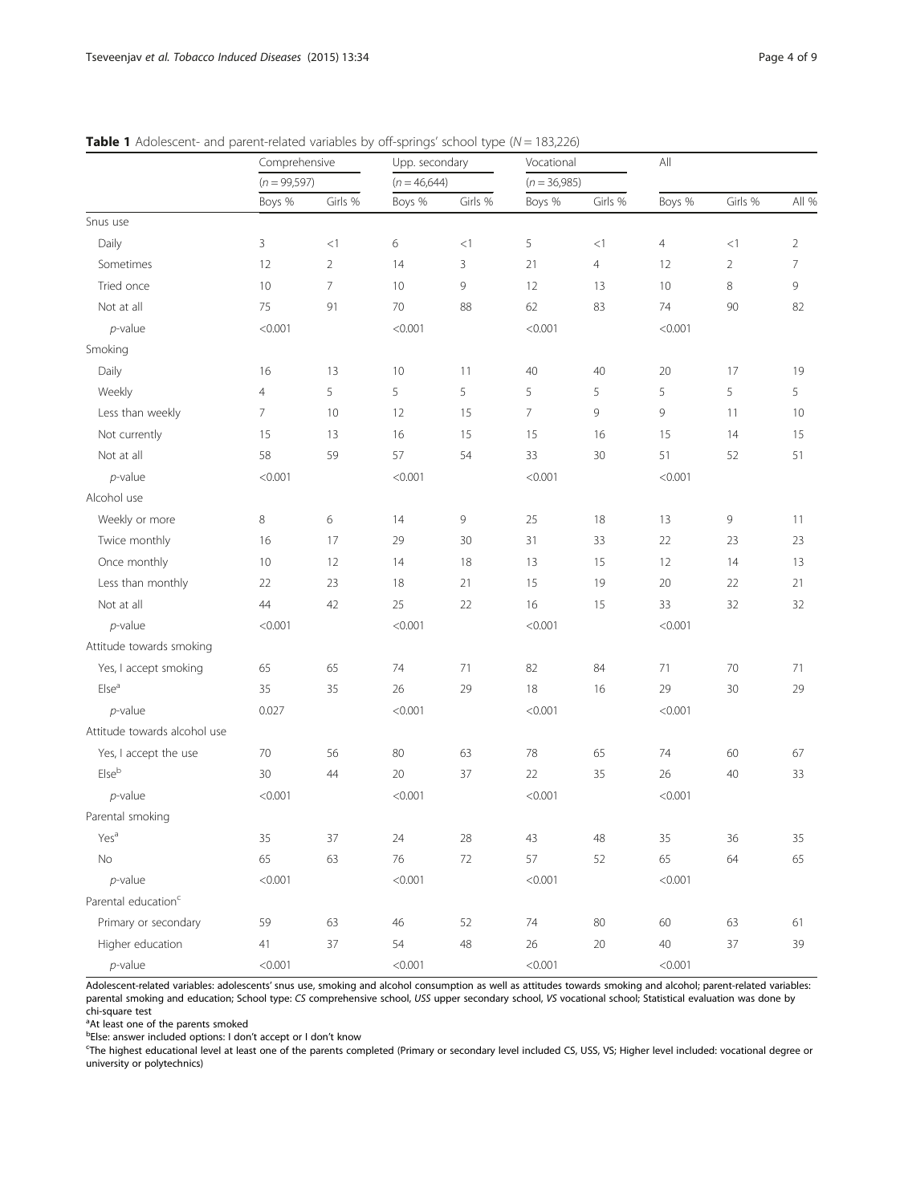**Table 1** Adolescent- and parent-related variables by off-springs' school type ($N = 183{,}226$)

| | Comprehensive ($n = 99{,}597$) | | Upp. secondary ($n = 46{,}644$) | | Vocational ($n = 36{,}985$) | | All | | |
|---|---|---|---|---|---|---|---|---|---|
| | Boys % | Girls % | Boys % | Girls % | Boys % | Girls % | Boys % | Girls % | All % |
| Snus use | | | | | | | | | |
| Daily | 3 | <1 | 6 | <1 | 5 | <1 | 4 | <1 | 2 |
| Sometimes | 12 | 2 | 14 | 3 | 21 | 4 | 12 | 2 | 7 |
| Tried once | 10 | 7 | 10 | 9 | 12 | 13 | 10 | 8 | 9 |
| Not at all | 75 | 91 | 70 | 88 | 62 | 83 | 74 | 90 | 82 |
| *p*-value | <0.001 | | <0.001 | | <0.001 | | <0.001 | | |
| Smoking | | | | | | | | | |
| Daily | 16 | 13 | 10 | 11 | 40 | 40 | 20 | 17 | 19 |
| Weekly | 4 | 5 | 5 | 5 | 5 | 5 | 5 | 5 | 5 |
| Less than weekly | 7 | 10 | 12 | 15 | 7 | 9 | 9 | 11 | 10 |
| Not currently | 15 | 13 | 16 | 15 | 15 | 16 | 15 | 14 | 15 |
| Not at all | 58 | 59 | 57 | 54 | 33 | 30 | 51 | 52 | 51 |
| *p*-value | <0.001 | | <0.001 | | <0.001 | | <0.001 | | |
| Alcohol use | | | | | | | | | |
| Weekly or more | 8 | 6 | 14 | 9 | 25 | 18 | 13 | 9 | 11 |
| Twice monthly | 16 | 17 | 29 | 30 | 31 | 33 | 22 | 23 | 23 |
| Once monthly | 10 | 12 | 14 | 18 | 13 | 15 | 12 | 14 | 13 |
| Less than monthly | 22 | 23 | 18 | 21 | 15 | 19 | 20 | 22 | 21 |
| Not at all | 44 | 42 | 25 | 22 | 16 | 15 | 33 | 32 | 32 |
| *p*-value | <0.001 | | <0.001 | | <0.001 | | <0.001 | | |
| Attitude towards smoking | | | | | | | | | |
| Yes, I accept smoking | 65 | 65 | 74 | 71 | 82 | 84 | 71 | 70 | 71 |
| Else[a] | 35 | 35 | 26 | 29 | 18 | 16 | 29 | 30 | 29 |
| *p*-value | 0.027 | | <0.001 | | <0.001 | | <0.001 | | |
| Attitude towards alcohol use | | | | | | | | | |
| Yes, I accept the use | 70 | 56 | 80 | 63 | 78 | 65 | 74 | 60 | 67 |
| Else[b] | 30 | 44 | 20 | 37 | 22 | 35 | 26 | 40 | 33 |
| *p*-value | <0.001 | | <0.001 | | <0.001 | | <0.001 | | |
| Parental smoking | | | | | | | | | |
| Yes[a] | 35 | 37 | 24 | 28 | 43 | 48 | 35 | 36 | 35 |
| No | 65 | 63 | 76 | 72 | 57 | 52 | 65 | 64 | 65 |
| *p*-value | <0.001 | | <0.001 | | <0.001 | | <0.001 | | |
| Parental education[c] | | | | | | | | | |
| Primary or secondary | 59 | 63 | 46 | 52 | 74 | 80 | 60 | 63 | 61 |
| Higher education | 41 | 37 | 54 | 48 | 26 | 20 | 40 | 37 | 39 |
| *p*-value | <0.001 | | <0.001 | | <0.001 | | <0.001 | | |

Adolescent-related variables: adolescents' snus use, smoking and alcohol consumption as well as attitudes towards smoking and alcohol; parent-related variables: parental smoking and education; School type: *CS* comprehensive school, *USS* upper secondary school, *VS* vocational school; Statistical evaluation was done by chi-square test

[a]At least one of the parents smoked

[b]Else: answer included options: I don't accept or I don't know

[c]The highest educational level at least one of the parents completed (Primary or secondary level included CS, USS, VS; Higher level included: vocational degree or university or polytechnics)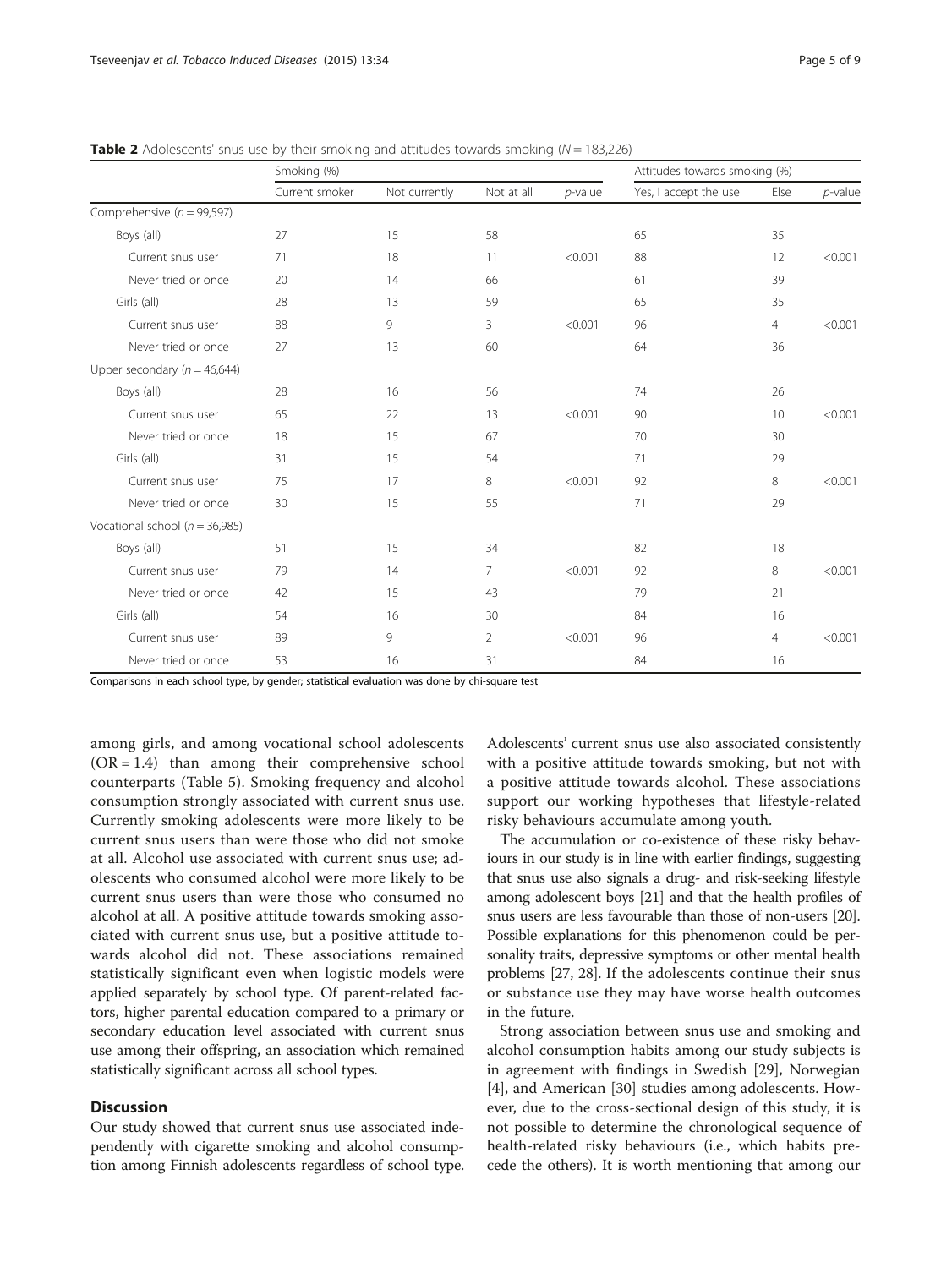**Table 2** Adolescents' snus use by their smoking and attitudes towards smoking ($N = 183,226$)

| | Smoking (%) | | | | Attitudes towards smoking (%) | | |
|---|---|---|---|---|---|---|---|
| | Current smoker | Not currently | Not at all | *p*-value | Yes, I accept the use | Else | *p*-value |
| Comprehensive ($n = 99,597$) | | | | | | | |
| Boys (all) | 27 | 15 | 58 | | 65 | 35 | |
| Current snus user | 71 | 18 | 11 | <0.001 | 88 | 12 | <0.001 |
| Never tried or once | 20 | 14 | 66 | | 61 | 39 | |
| Girls (all) | 28 | 13 | 59 | | 65 | 35 | |
| Current snus user | 88 | 9 | 3 | <0.001 | 96 | 4 | <0.001 |
| Never tried or once | 27 | 13 | 60 | | 64 | 36 | |
| Upper secondary ($n = 46,644$) | | | | | | | |
| Boys (all) | 28 | 16 | 56 | | 74 | 26 | |
| Current snus user | 65 | 22 | 13 | <0.001 | 90 | 10 | <0.001 |
| Never tried or once | 18 | 15 | 67 | | 70 | 30 | |
| Girls (all) | 31 | 15 | 54 | | 71 | 29 | |
| Current snus user | 75 | 17 | 8 | <0.001 | 92 | 8 | <0.001 |
| Never tried or once | 30 | 15 | 55 | | 71 | 29 | |
| Vocational school ($n = 36,985$) | | | | | | | |
| Boys (all) | 51 | 15 | 34 | | 82 | 18 | |
| Current snus user | 79 | 14 | 7 | <0.001 | 92 | 8 | <0.001 |
| Never tried or once | 42 | 15 | 43 | | 79 | 21 | |
| Girls (all) | 54 | 16 | 30 | | 84 | 16 | |
| Current snus user | 89 | 9 | 2 | <0.001 | 96 | 4 | <0.001 |
| Never tried or once | 53 | 16 | 31 | | 84 | 16 | |

Comparisons in each school type, by gender; statistical evaluation was done by chi-square test

among girls, and among vocational school adolescents (OR = 1.4) than among their comprehensive school counterparts (Table 5). Smoking frequency and alcohol consumption strongly associated with current snus use. Currently smoking adolescents were more likely to be current snus users than were those who did not smoke at all. Alcohol use associated with current snus use; adolescents who consumed alcohol were more likely to be current snus users than were those who consumed no alcohol at all. A positive attitude towards smoking associated with current snus use, but a positive attitude towards alcohol did not. These associations remained statistically significant even when logistic models were applied separately by school type. Of parent-related factors, higher parental education compared to a primary or secondary education level associated with current snus use among their offspring, an association which remained statistically significant across all school types.

## Discussion

Our study showed that current snus use associated independently with cigarette smoking and alcohol consumption among Finnish adolescents regardless of school type. Adolescents' current snus use also associated consistently with a positive attitude towards smoking, but not with a positive attitude towards alcohol. These associations support our working hypotheses that lifestyle-related risky behaviours accumulate among youth.

The accumulation or co-existence of these risky behaviours in our study is in line with earlier findings, suggesting that snus use also signals a drug- and risk-seeking lifestyle among adolescent boys [21] and that the health profiles of snus users are less favourable than those of non-users [20]. Possible explanations for this phenomenon could be personality traits, depressive symptoms or other mental health problems [27, 28]. If the adolescents continue their snus or substance use they may have worse health outcomes in the future.

Strong association between snus use and smoking and alcohol consumption habits among our study subjects is in agreement with findings in Swedish [29], Norwegian [4], and American [30] studies among adolescents. However, due to the cross-sectional design of this study, it is not possible to determine the chronological sequence of health-related risky behaviours (i.e., which habits precede the others). It is worth mentioning that among our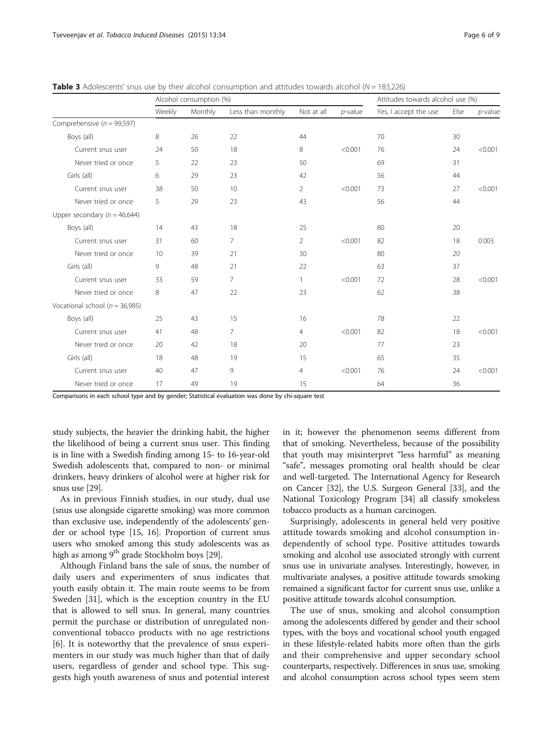**Table 3** Adolescents' snus use by their alcohol consumption and attitudes towards alcohol ($N = 183,226$)

| | Alcohol consumption (%) | | | | | Attitudes towards alcohol use (%) | | |
|---|---|---|---|---|---|---|---|---|
| | Weekly | Monthly | Less than monthly | Not at all | *p*-value | Yes, I accept the use | Else | *p*-value |
| Comprehensive ($n = 99,597$) | | | | | | | | |
| Boys (all) | 8 | 26 | 22 | 44 | | 70 | 30 | |
| Current snus user | 24 | 50 | 18 | 8 | <0.001 | 76 | 24 | <0.001 |
| Never tried or once | 5 | 22 | 23 | 50 | | 69 | 31 | |
| Girls (all) | 6 | 29 | 23 | 42 | | 56 | 44 | |
| Current snus user | 38 | 50 | 10 | 2 | <0.001 | 73 | 27 | <0.001 |
| Never tried or once | 5 | 29 | 23 | 43 | | 56 | 44 | |
| Upper secondary ($n = 46,644$) | | | | | | | | |
| Boys (all) | 14 | 43 | 18 | 25 | | 80 | 20 | |
| Current snus user | 31 | 60 | 7 | 2 | <0.001 | 82 | 18 | 0.003 |
| Never tried or once | 10 | 39 | 21 | 30 | | 80 | 20 | |
| Girls (all) | 9 | 48 | 21 | 22 | | 63 | 37 | |
| Current snus user | 33 | 59 | 7 | 1 | <0.001 | 72 | 28 | <0.001 |
| Never tried or once | 8 | 47 | 22 | 23 | | 62 | 38 | |
| Vocational school ($n = 36,985$) | | | | | | | | |
| Boys (all) | 25 | 43 | 15 | 16 | | 78 | 22 | |
| Current snus user | 41 | 48 | 7 | 4 | <0.001 | 82 | 18 | <0.001 |
| Never tried or once | 20 | 42 | 18 | 20 | | 77 | 23 | |
| Girls (all) | 18 | 48 | 19 | 15 | | 65 | 35 | |
| Current snus user | 40 | 47 | 9 | 4 | <0.001 | 76 | 24 | <0.001 |
| Never tried or once | 17 | 49 | 19 | 15 | | 64 | 36 | |

Comparisons in each school type and by gender; Statistical evaluation was done by chi-square test

study subjects, the heavier the drinking habit, the higher the likelihood of being a current snus user. This finding is in line with a Swedish finding among 15- to 16-year-old Swedish adolescents that, compared to non- or minimal drinkers, heavy drinkers of alcohol were at higher risk for snus use [29].

As in previous Finnish studies, in our study, dual use (snus use alongside cigarette smoking) was more common than exclusive use, independently of the adolescents' gender or school type [15, 16]. Proportion of current snus users who smoked among this study adolescents was as high as among 9th grade Stockholm boys [29].

Although Finland bans the sale of snus, the number of daily users and experimenters of snus indicates that youth easily obtain it. The main route seems to be from Sweden [31], which is the exception country in the EU that is allowed to sell snus. In general, many countries permit the purchase or distribution of unregulated non-conventional tobacco products with no age restrictions [6]. It is noteworthy that the prevalence of snus experimenters in our study was much higher than that of daily users, regardless of gender and school type. This suggests high youth awareness of snus and potential interest in it; however the phenomenon seems different from that of smoking. Nevertheless, because of the possibility that youth may misinterpret "less harmful" as meaning "safe", messages promoting oral health should be clear and well-targeted. The International Agency for Research on Cancer [32], the U.S. Surgeon General [33], and the National Toxicology Program [34] all classify smokeless tobacco products as a human carcinogen.

Surprisingly, adolescents in general held very positive attitude towards smoking and alcohol consumption independently of school type. Positive attitudes towards smoking and alcohol use associated strongly with current snus use in univariate analyses. Interestingly, however, in multivariate analyses, a positive attitude towards smoking remained a significant factor for current snus use, unlike a positive attitude towards alcohol consumption.

The use of snus, smoking and alcohol consumption among the adolescents differed by gender and their school types, with the boys and vocational school youth engaged in these lifestyle-related habits more often than the girls and their comprehensive and upper secondary school counterparts, respectively. Differences in snus use, smoking and alcohol consumption across school types seem stem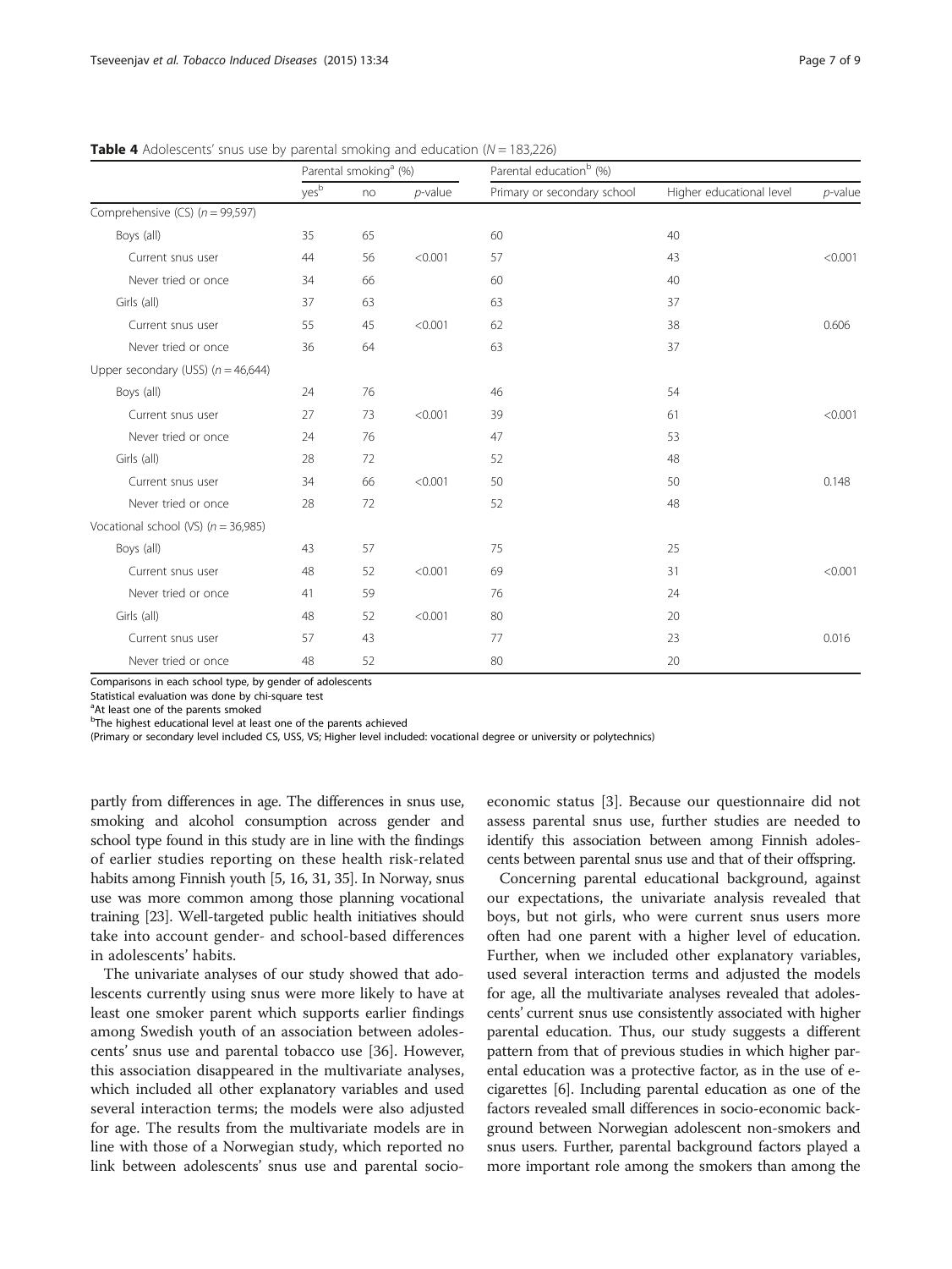**Table 4** Adolescents' snus use by parental smoking and education ($N = 183{,}226$)

| | Parental smoking[a] (%) | | | Parental education[b] (%) | | |
|---|---|---|---|---|---|---|
| | yes[b] | no | *p*-value | Primary or secondary school | Higher educational level | *p*-value |
| Comprehensive (CS) (*n* = 99,597) | | | | | | |
| Boys (all) | 35 | 65 | | 60 | 40 | |
| Current snus user | 44 | 56 | <0.001 | 57 | 43 | <0.001 |
| Never tried or once | 34 | 66 | | 60 | 40 | |
| Girls (all) | 37 | 63 | | 63 | 37 | |
| Current snus user | 55 | 45 | <0.001 | 62 | 38 | 0.606 |
| Never tried or once | 36 | 64 | | 63 | 37 | |
| Upper secondary (USS) (*n* = 46,644) | | | | | | |
| Boys (all) | 24 | 76 | | 46 | 54 | |
| Current snus user | 27 | 73 | <0.001 | 39 | 61 | <0.001 |
| Never tried or once | 24 | 76 | | 47 | 53 | |
| Girls (all) | 28 | 72 | | 52 | 48 | |
| Current snus user | 34 | 66 | <0.001 | 50 | 50 | 0.148 |
| Never tried or once | 28 | 72 | | 52 | 48 | |
| Vocational school (VS) (*n* = 36,985) | | | | | | |
| Boys (all) | 43 | 57 | | 75 | 25 | |
| Current snus user | 48 | 52 | <0.001 | 69 | 31 | <0.001 |
| Never tried or once | 41 | 59 | | 76 | 24 | |
| Girls (all) | 48 | 52 | <0.001 | 80 | 20 | |
| Current snus user | 57 | 43 | | 77 | 23 | 0.016 |
| Never tried or once | 48 | 52 | | 80 | 20 | |

Comparisons in each school type, by gender of adolescents
Statistical evaluation was done by chi-square test
[a]At least one of the parents smoked
[b]The highest educational level at least one of the parents achieved
(Primary or secondary level included CS, USS, VS; Higher level included: vocational degree or university or polytechnics)

partly from differences in age. The differences in snus use, smoking and alcohol consumption across gender and school type found in this study are in line with the findings of earlier studies reporting on these health risk-related habits among Finnish youth [5, 16, 31, 35]. In Norway, snus use was more common among those planning vocational training [23]. Well-targeted public health initiatives should take into account gender- and school-based differences in adolescents' habits.

The univariate analyses of our study showed that adolescents currently using snus were more likely to have at least one smoker parent which supports earlier findings among Swedish youth of an association between adolescents' snus use and parental tobacco use [36]. However, this association disappeared in the multivariate analyses, which included all other explanatory variables and used several interaction terms; the models were also adjusted for age. The results from the multivariate models are in line with those of a Norwegian study, which reported no link between adolescents' snus use and parental socio-economic status [3]. Because our questionnaire did not assess parental snus use, further studies are needed to identify this association between among Finnish adolescents between parental snus use and that of their offspring.

Concerning parental educational background, against our expectations, the univariate analysis revealed that boys, but not girls, who were current snus users more often had one parent with a higher level of education. Further, when we included other explanatory variables, used several interaction terms and adjusted the models for age, all the multivariate analyses revealed that adolescents' current snus use consistently associated with higher parental education. Thus, our study suggests a different pattern from that of previous studies in which higher parental education was a protective factor, as in the use of e-cigarettes [6]. Including parental education as one of the factors revealed small differences in socio-economic background between Norwegian adolescent non-smokers and snus users. Further, parental background factors played a more important role among the smokers than among the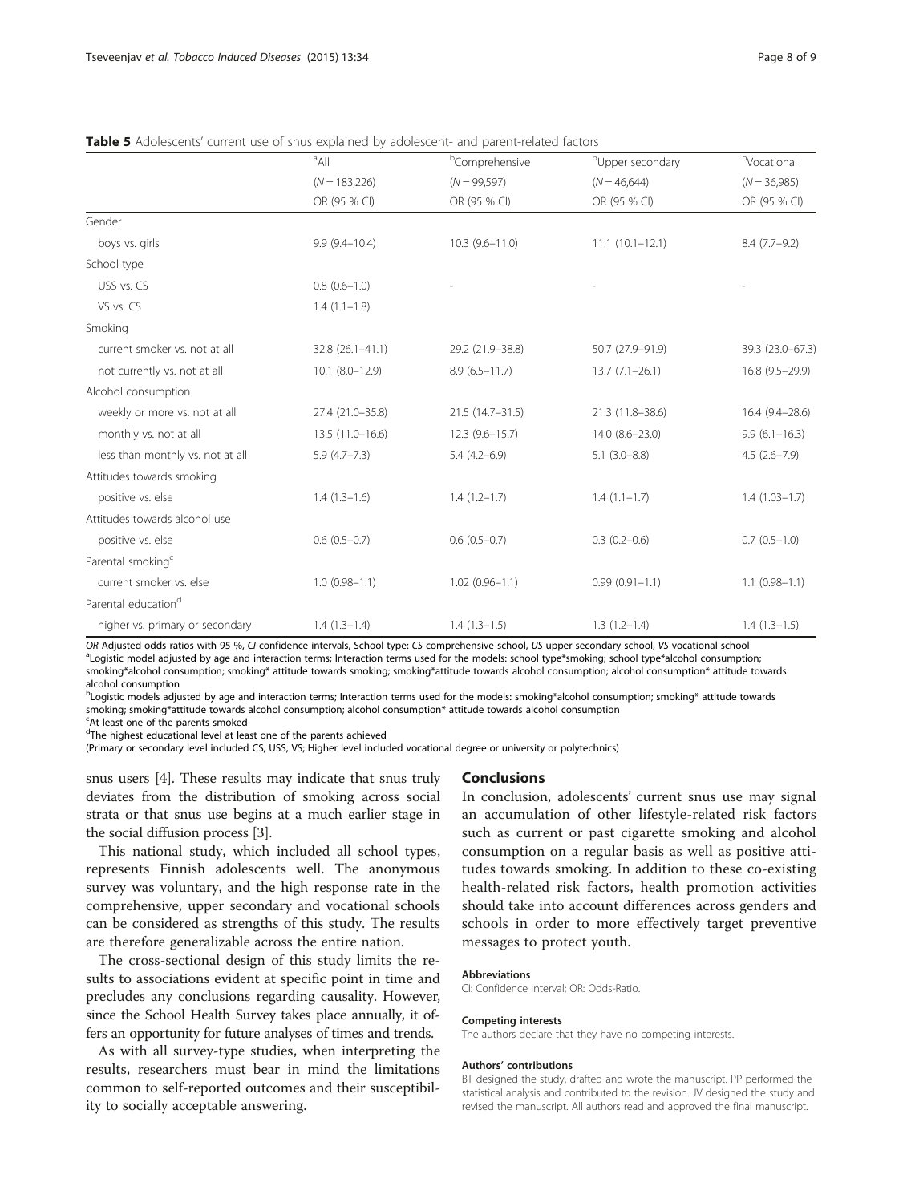**Table 5** Adolescents' current use of snus explained by adolescent- and parent-related factors

| | [a]All | [b]Comprehensive | [b]Upper secondary | [b]Vocational |
|---|---|---|---|---|
| | (N = 183,226) | (N = 99,597) | (N = 46,644) | (N = 36,985) |
| | OR (95 % CI) | OR (95 % CI) | OR (95 % CI) | OR (95 % CI) |
| Gender | | | | |
| boys vs. girls | 9.9 (9.4–10.4) | 10.3 (9.6–11.0) | 11.1 (10.1–12.1) | 8.4 (7.7–9.2) |
| School type | | | | |
| USS vs. CS | 0.8 (0.6–1.0) | - | - | - |
| VS vs. CS | 1.4 (1.1–1.8) | | | |
| Smoking | | | | |
| current smoker vs. not at all | 32.8 (26.1–41.1) | 29.2 (21.9–38.8) | 50.7 (27.9–91.9) | 39.3 (23.0–67.3) |
| not currently vs. not at all | 10.1 (8.0–12.9) | 8.9 (6.5–11.7) | 13.7 (7.1–26.1) | 16.8 (9.5–29.9) |
| Alcohol consumption | | | | |
| weekly or more vs. not at all | 27.4 (21.0–35.8) | 21.5 (14.7–31.5) | 21.3 (11.8–38.6) | 16.4 (9.4–28.6) |
| monthly vs. not at all | 13.5 (11.0–16.6) | 12.3 (9.6–15.7) | 14.0 (8.6–23.0) | 9.9 (6.1–16.3) |
| less than monthly vs. not at all | 5.9 (4.7–7.3) | 5.4 (4.2–6.9) | 5.1 (3.0–8.8) | 4.5 (2.6–7.9) |
| Attitudes towards smoking | | | | |
| positive vs. else | 1.4 (1.3–1.6) | 1.4 (1.2–1.7) | 1.4 (1.1–1.7) | 1.4 (1.03–1.7) |
| Attitudes towards alcohol use | | | | |
| positive vs. else | 0.6 (0.5–0.7) | 0.6 (0.5–0.7) | 0.3 (0.2–0.6) | 0.7 (0.5–1.0) |
| Parental smoking[c] | | | | |
| current smoker vs. else | 1.0 (0.98–1.1) | 1.02 (0.96–1.1) | 0.99 (0.91–1.1) | 1.1 (0.98–1.1) |
| Parental education[d] | | | | |
| higher vs. primary or secondary | 1.4 (1.3–1.4) | 1.4 (1.3–1.5) | 1.3 (1.2–1.4) | 1.4 (1.3–1.5) |

*OR* Adjusted odds ratios with 95 %, *CI* confidence intervals, School type: *CS* comprehensive school, *US* upper secondary school, *VS* vocational school
[a]Logistic model adjusted by age and interaction terms; Interaction terms used for the models: school type*smoking; school type*alcohol consumption; smoking*alcohol consumption; smoking* attitude towards smoking; smoking*attitude towards alcohol consumption; alcohol consumption* attitude towards alcohol consumption
[b]Logistic models adjusted by age and interaction terms; Interaction terms used for the models: smoking*alcohol consumption; smoking* attitude towards smoking; smoking*attitude towards alcohol consumption; alcohol consumption* attitude towards alcohol consumption
[c]At least one of the parents smoked
[d]The highest educational level at least one of the parents achieved
(Primary or secondary level included CS, USS, VS; Higher level included vocational degree or university or polytechnics)

snus users [4]. These results may indicate that snus truly deviates from the distribution of smoking across social strata or that snus use begins at a much earlier stage in the social diffusion process [3].

This national study, which included all school types, represents Finnish adolescents well. The anonymous survey was voluntary, and the high response rate in the comprehensive, upper secondary and vocational schools can be considered as strengths of this study. The results are therefore generalizable across the entire nation.

The cross-sectional design of this study limits the results to associations evident at specific point in time and precludes any conclusions regarding causality. However, since the School Health Survey takes place annually, it offers an opportunity for future analyses of times and trends.

As with all survey-type studies, when interpreting the results, researchers must bear in mind the limitations common to self-reported outcomes and their susceptibility to socially acceptable answering.

## Conclusions

In conclusion, adolescents' current snus use may signal an accumulation of other lifestyle-related risk factors such as current or past cigarette smoking and alcohol consumption on a regular basis as well as positive attitudes towards smoking. In addition to these co-existing health-related risk factors, health promotion activities should take into account differences across genders and schools in order to more effectively target preventive messages to protect youth.

#### Abbreviations

CI: Confidence Interval; OR: Odds-Ratio.

#### Competing interests

The authors declare that they have no competing interests.

#### Authors' contributions

BT designed the study, drafted and wrote the manuscript. PP performed the statistical analysis and contributed to the revision. JV designed the study and revised the manuscript. All authors read and approved the final manuscript.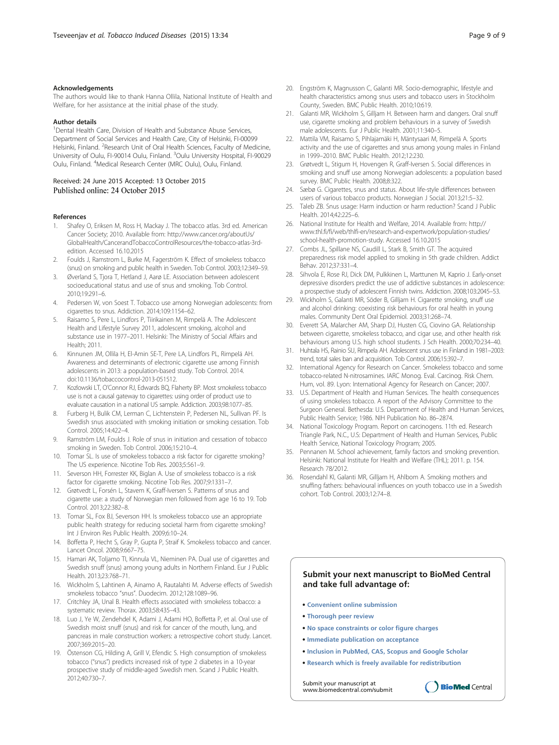### Acknowledgements

The authors would like to thank Hanna Ollila, National Institute of Health and Welfare, for her assistance at the initial phase of the study.

### Author details

[1]Dental Health Care, Division of Health and Substance Abuse Services, Department of Social Services and Health Care, City of Helsinki, FI-00099 Helsinki, Finland. [2]Research Unit of Oral Health Sciences, Faculty of Medicine, University of Oulu, FI-90014 Oulu, Finland. [3]Oulu University Hospital, FI-90029 Oulu, Finland. [4]Medical Research Center (MRC Oulu), Oulu, Finland.

Received: 24 June 2015 Accepted: 13 October 2015
Published online: 24 October 2015

### References

1. Shafey O, Eriksen M, Ross H, Mackay J. The tobacco atlas. 3rd ed. American Cancer Society; 2010. Available from: http://www.cancer.org/aboutUs/GlobalHealth/CancerandTobaccoControlResources/the-tobacco-atlas-3rd-edition. Accessed 16.10.2015
2. Foulds J, Ramstrom L, Burke M, Fagerström K. Effect of smokeless tobacco (snus) on smoking and public health in Sweden. Tob Control. 2003;12:349–59.
3. Øverland S, Tjora T, Hetland J, Aarø LE. Association between adolescent socioeducational status and use of snus and smoking. Tob Control. 2010;19:291–6.
4. Pedersen W, von Soest T. Tobacco use among Norwegian adolescents: from cigarettes to snus. Addiction. 2014;109:1154–62.
5. Raisamo S, Pere L, Lindfors P, Tiirikainen M, Rimpelä A. The Adolescent Health and Lifestyle Survey 2011, adolescent smoking, alcohol and substance use in 1977–2011. Helsinki: The Ministry of Social Affairs and Health; 2011.
6. Kinnunen JM, Ollila H, El-Amin SE-T, Pere LA, Lindfors PL, Rimpelä AH. Awareness and determinants of electronic cigarette use among Finnish adolescents in 2013: a population-based study. Tob Control. 2014. doi:10.1136/tobaccocontrol-2013-051512.
7. Kozlowski LT, O'Connor RJ, Edwards BQ, Flaherty BP. Most smokeless tobacco use is not a causal gateway to cigarettes: using order of product use to evaluate causation in a national US sample. Addiction. 2003;98:1077–85.
8. Furberg H, Bulik CM, Lerman C, Lichtenstein P, Pedersen NL, Sullivan PF. Is Swedish snus associated with smoking initiation or smoking cessation. Tob Control. 2005;14:422–4.
9. Ramström LM, Foulds J. Role of snus in initiation and cessation of tobacco smoking in Sweden. Tob Control. 2006;15:210–4.
10. Tomar SL. Is use of smokeless tobacco a risk factor for cigarette smoking? The US experience. Nicotine Tob Res. 2003;5:561–9.
11. Severson HH, Forrester KK, Biglan A. Use of smokeless tobacco is a risk factor for cigarette smoking. Nicotine Tob Res. 2007;9:1331–7.
12. Grøtvedt L, Forsén L, Stavem K, Graff-Iversen S. Patterns of snus and cigarette use: a study of Norwegian men followed from age 16 to 19. Tob Control. 2013;22:382–8.
13. Tomar SL, Fox BJ, Severson HH. Is smokeless tobacco use an appropriate public health strategy for reducing societal harm from cigarette smoking? Int J Environ Res Public Health. 2009;6:10–24.
14. Boffetta P, Hecht S, Gray P, Gupta P, Straif K. Smokeless tobacco and cancer. Lancet Oncol. 2008;9:667–75.
15. Hamari AK, Toljamo TI, Kinnula VL, Nieminen PA. Dual use of cigarettes and Swedish snuff (snus) among young adults in Northern Finland. Eur J Public Health. 2013;23:768–71.
16. Wickholm S, Lahtinen A, Ainamo A, Rautalahti M. Adverse effects of Swedish smokeless tobacco "snus". Duodecim. 2012;128:1089–96.
17. Critchley JA, Unal B. Health effects associated with smokeless tobacco: a systematic review. Thorax. 2003;58:435–43.
18. Luo J, Ye W, Zendehdel K, Adami J, Adami HO, Boffetta P, et al. Oral use of Swedish moist snuff (snus) and risk for cancer of the mouth, lung, and pancreas in male construction workers: a retrospective cohort study. Lancet. 2007;369:2015–20.
19. Östenson CG, Hilding A, Grill V, Efendic S. High consumption of smokeless tobacco ("snus") predicts increased risk of type 2 diabetes in a 10-year prospective study of middle-aged Swedish men. Scand J Public Health. 2012;40:730–7.
20. Engström K, Magnusson C, Galanti MR. Socio-demographic, lifestyle and health characteristics among snus users and tobacco users in Stockholm County, Sweden. BMC Public Health. 2010;10:619.
21. Galanti MR, Wickholm S, Gilljam H. Between harm and dangers. Oral snuff use, cigarette smoking and problem behaviours in a survey of Swedish male adolescents. Eur J Public Health. 2001;11:340–5.
22. Mattila VM, Raisamo S, Pihlajamäki H, Mäntysaari M, Rimpelä A. Sports activity and the use of cigarettes and snus among young males in Finland in 1999–2010. BMC Public Health. 2012;12:230.
23. Grøtvedt L, Stigum H, Hovengen R, Graff-Iversen S. Social differences in smoking and snuff use among Norwegian adolescents: a population based survey. BMC Public Health. 2008;8:322.
24. Sæbø G. Cigarettes, snus and status. About life-style differences between users of various tobacco products. Norwegian J Social. 2013;21:5–32.
25. Taleb ZB. Snus usage: Harm induction or harm reduction? Scand J Public Health. 2014;42:225–6.
26. National Institute for Health and Welfare, 2014. Available from: http://www.thl.fi/fi/web/thlfi-en/research-and-expertwork/population-studies/school-health-promotion-study. Accessed 16.10.2015
27. Combs JL, Spillane NS, Caudill L, Stark B, Smith GT. The acquired preparedness risk model applied to smoking in 5th grade children. Addict Behav. 2012;37:331–4.
28. Sihvola E, Rose RJ, Dick DM, Pulkkinen L, Marttunen M, Kaprio J. Early-onset depressive disorders predict the use of addictive substances in adolescence: a prospective study of adolescent Finnish twins. Addiction. 2008;103:2045–53.
29. Wickholm S, Galanti MR, Söder B, Gilljam H. Cigarette smoking, snuff use and alcohol drinking: coexisting risk behaviours for oral health in young males. Community Dent Oral Epidemiol. 2003;31:268–74.
30. Everett SA, Malarcher AM, Sharp DJ, Husten CG, Giovino GA. Relationship between cigarette, smokeless tobacco, and cigar use, and other health risk behaviours among U.S. high school students. J Sch Health. 2000;70:234–40.
31. Huhtala HS, Rainio SU, Rimpelä AH. Adolescent snus use in Finland in 1981–2003: trend, total sales ban and acquisition. Tob Control. 2006;15:392–7.
32. International Agency for Research on Cancer. Smokeless tobacco and some tobacco-related N-nitrosamines. IARC Monog. Eval. Carcinog. Risk Chem. Hum, vol. 89. Lyon: International Agency for Research on Cancer; 2007.
33. U.S. Department of Health and Human Services. The health consequences of using smokeless tobacco. A report of the Advisory Committee to the Surgeon General. Bethesda: U.S. Department of Health and Human Services, Public Health Service; 1986. NIH Publication No. 86–2874.
34. National Toxicology Program. Report on carcinogens. 11th ed. Research Triangle Park, N.C., U.S: Department of Health and Human Services, Public Health Service, National Toxicology Program; 2005.
35. Pennanen M. School achievement, family factors and smoking prevention. Helsinki: National Institute for Health and Welfare (THL); 2011. p. 154. Research 78/2012.
36. Rosendahl KI, Galanti MR, Gilljam H, Ahlbom A. Smoking mothers and snuffing fathers: behavioural influences on youth tobacco use in a Swedish cohort. Tob Control. 2003;12:74–8.

**Submit your next manuscript to BioMed Central and take full advantage of:**

- Convenient online submission
- Thorough peer review
- No space constraints or color figure charges
- Immediate publication on acceptance
- Inclusion in PubMed, CAS, Scopus and Google Scholar
- Research which is freely available for redistribution

Submit your manuscript at
www.biomedcentral.com/submit

BioMed Central